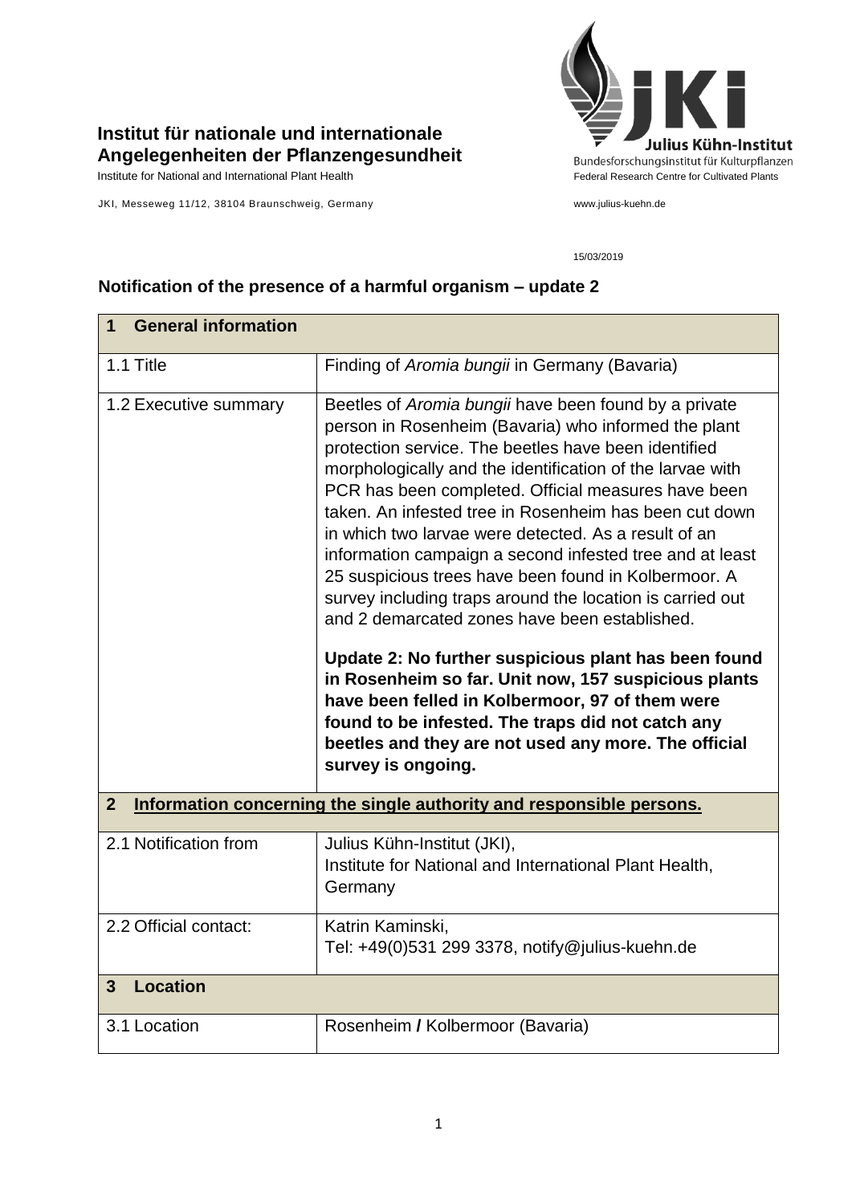**Institut für nationale und internationale Angelegenheiten der Pflanzengesundheit**

Institute for National and International Plant Health

JKI, Messeweg 11/12, 38104 Braunschweig, Germany

Julius Kühn-Institut
Bundesforschungsinstitut für Kulturpflanzen
Federal Research Centre for Cultivated Plants

www.julius-kuehn.de

15/03/2019

## Notification of the presence of a harmful organism – update 2

| **1 General information** | |
|---|---|
| 1.1 Title | Finding of *Aromia bungii* in Germany (Bavaria) |
| 1.2 Executive summary | Beetles of *Aromia bungii* have been found by a private person in Rosenheim (Bavaria) who informed the plant protection service. The beetles have been identified morphologically and the identification of the larvae with PCR has been completed. Official measures have been taken. An infested tree in Rosenheim has been cut down in which two larvae were detected. As a result of an information campaign a second infested tree and at least 25 suspicious trees have been found in Kolbermoor. A survey including traps around the location is carried out and 2 demarcated zones have been established.<br><br>**Update 2: No further suspicious plant has been found in Rosenheim so far. Unit now, 157 suspicious plants have been felled in Kolbermoor, 97 of them were found to be infested. The traps did not catch any beetles and they are not used any more. The official survey is ongoing.** |
| **2 Information concerning the single authority and responsible persons.** | |
| 2.1 Notification from | Julius Kühn-Institut (JKI),<br>Institute for National and International Plant Health, Germany |
| 2.2 Official contact: | Katrin Kaminski,<br>Tel: +49(0)531 299 3378, notify@julius-kuehn.de |
| **3 Location** | |
| 3.1 Location | Rosenheim **/** Kolbermoor (Bavaria) |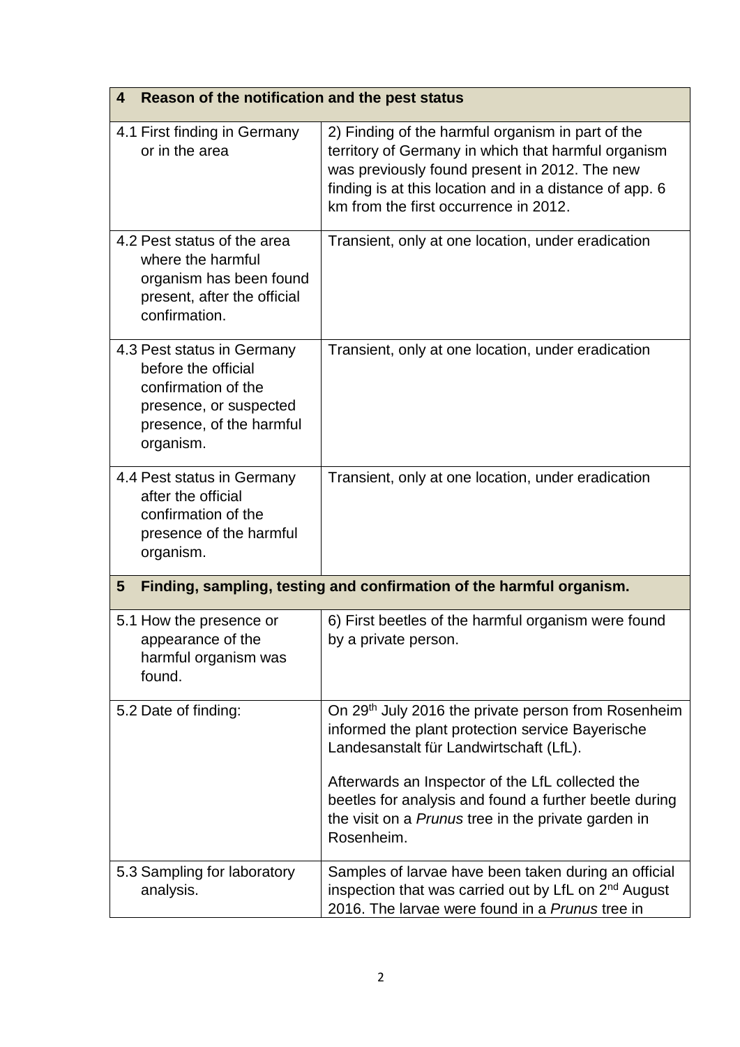| 4 Reason of the notification and the pest status | |
|---|---|
| 4.1 First finding in Germany or in the area | 2) Finding of the harmful organism in part of the territory of Germany in which that harmful organism was previously found present in 2012. The new finding is at this location and in a distance of app. 6 km from the first occurrence in 2012. |
| 4.2 Pest status of the area where the harmful organism has been found present, after the official confirmation. | Transient, only at one location, under eradication |
| 4.3 Pest status in Germany before the official confirmation of the presence, or suspected presence, of the harmful organism. | Transient, only at one location, under eradication |
| 4.4 Pest status in Germany after the official confirmation of the presence of the harmful organism. | Transient, only at one location, under eradication |
| **5 Finding, sampling, testing and confirmation of the harmful organism.** | |
| 5.1 How the presence or appearance of the harmful organism was found. | 6) First beetles of the harmful organism were found by a private person. |
| 5.2 Date of finding: | On 29th July 2016 the private person from Rosenheim informed the plant protection service Bayerische Landesanstalt für Landwirtschaft (LfL).<br><br>Afterwards an Inspector of the LfL collected the beetles for analysis and found a further beetle during the visit on a *Prunus* tree in the private garden in Rosenheim. |
| 5.3 Sampling for laboratory analysis. | Samples of larvae have been taken during an official inspection that was carried out by LfL on 2nd August 2016. The larvae were found in a *Prunus* tree in |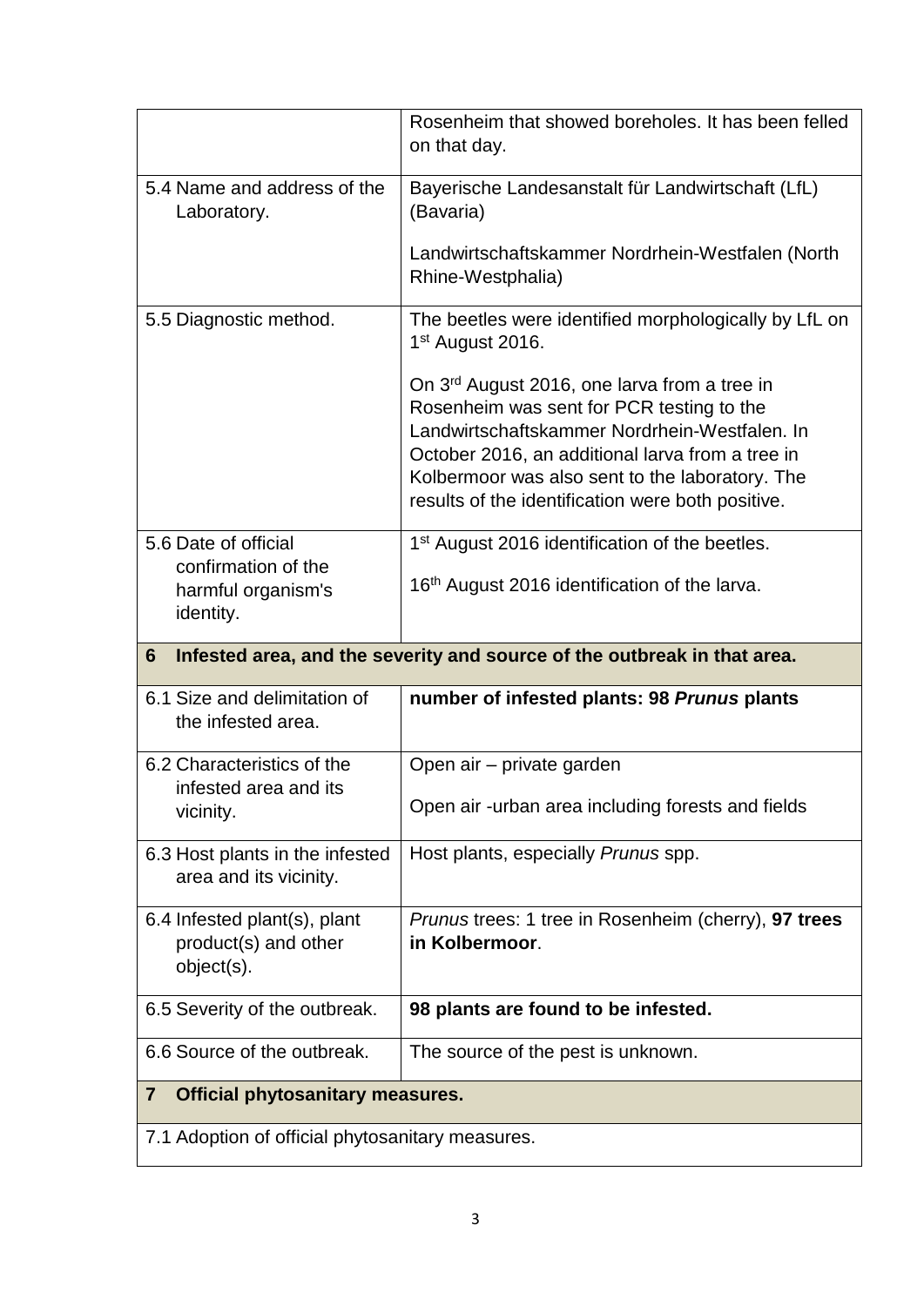| | |
|---|---|
| | Rosenheim that showed boreholes. It has been felled on that day. |
| 5.4 Name and address of the Laboratory. | Bayerische Landesanstalt für Landwirtschaft (LfL) (Bavaria)<br><br>Landwirtschaftskammer Nordrhein-Westfalen (North Rhine-Westphalia) |
| 5.5 Diagnostic method. | The beetles were identified morphologically by LfL on 1st August 2016.<br><br>On 3rd August 2016, one larva from a tree in Rosenheim was sent for PCR testing to the Landwirtschaftskammer Nordrhein-Westfalen. In October 2016, an additional larva from a tree in Kolbermoor was also sent to the laboratory. The results of the identification were both positive. |
| 5.6 Date of official confirmation of the harmful organism's identity. | 1st August 2016 identification of the beetles.<br><br>16th August 2016 identification of the larva. |
| **6 Infested area, and the severity and source of the outbreak in that area.** | |
| 6.1 Size and delimitation of the infested area. | **number of infested plants: 98 *Prunus* plants** |
| 6.2 Characteristics of the infested area and its vicinity. | Open air – private garden<br><br>Open air -urban area including forests and fields |
| 6.3 Host plants in the infested area and its vicinity. | Host plants, especially *Prunus* spp. |
| 6.4 Infested plant(s), plant product(s) and other object(s). | *Prunus* trees: 1 tree in Rosenheim (cherry), **97 trees in Kolbermoor**. |
| 6.5 Severity of the outbreak. | **98 plants are found to be infested.** |
| 6.6 Source of the outbreak. | The source of the pest is unknown. |
| **7 Official phytosanitary measures.** | |
| 7.1 Adoption of official phytosanitary measures. | |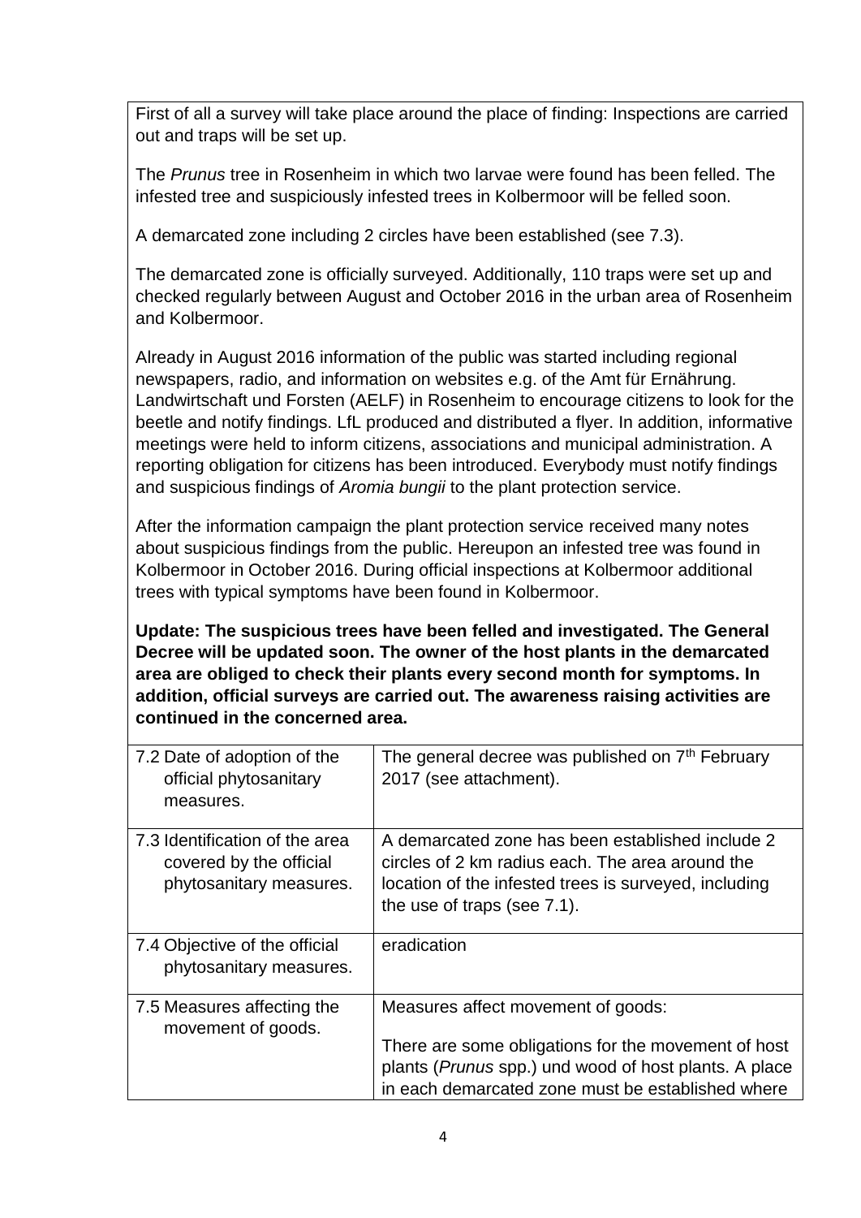First of all a survey will take place around the place of finding: Inspections are carried out and traps will be set up.

The *Prunus* tree in Rosenheim in which two larvae were found has been felled. The infested tree and suspiciously infested trees in Kolbermoor will be felled soon.

A demarcated zone including 2 circles have been established (see 7.3).

The demarcated zone is officially surveyed. Additionally, 110 traps were set up and checked regularly between August and October 2016 in the urban area of Rosenheim and Kolbermoor.

Already in August 2016 information of the public was started including regional newspapers, radio, and information on websites e.g. of the Amt für Ernährung. Landwirtschaft und Forsten (AELF) in Rosenheim to encourage citizens to look for the beetle and notify findings. LfL produced and distributed a flyer. In addition, informative meetings were held to inform citizens, associations and municipal administration. A reporting obligation for citizens has been introduced. Everybody must notify findings and suspicious findings of *Aromia bungii* to the plant protection service.

After the information campaign the plant protection service received many notes about suspicious findings from the public. Hereupon an infested tree was found in Kolbermoor in October 2016. During official inspections at Kolbermoor additional trees with typical symptoms have been found in Kolbermoor.

**Update: The suspicious trees have been felled and investigated. The General Decree will be updated soon. The owner of the host plants in the demarcated area are obliged to check their plants every second month for symptoms. In addition, official surveys are carried out. The awareness raising activities are continued in the concerned area.**

| | |
|---|---|
| 7.2 Date of adoption of the official phytosanitary measures. | The general decree was published on 7th February 2017 (see attachment). |
| 7.3 Identification of the area covered by the official phytosanitary measures. | A demarcated zone has been established include 2 circles of 2 km radius each. The area around the location of the infested trees is surveyed, including the use of traps (see 7.1). |
| 7.4 Objective of the official phytosanitary measures. | eradication |
| 7.5 Measures affecting the movement of goods. | Measures affect movement of goods:<br><br>There are some obligations for the movement of host plants (*Prunus* spp.) und wood of host plants. A place in each demarcated zone must be established where |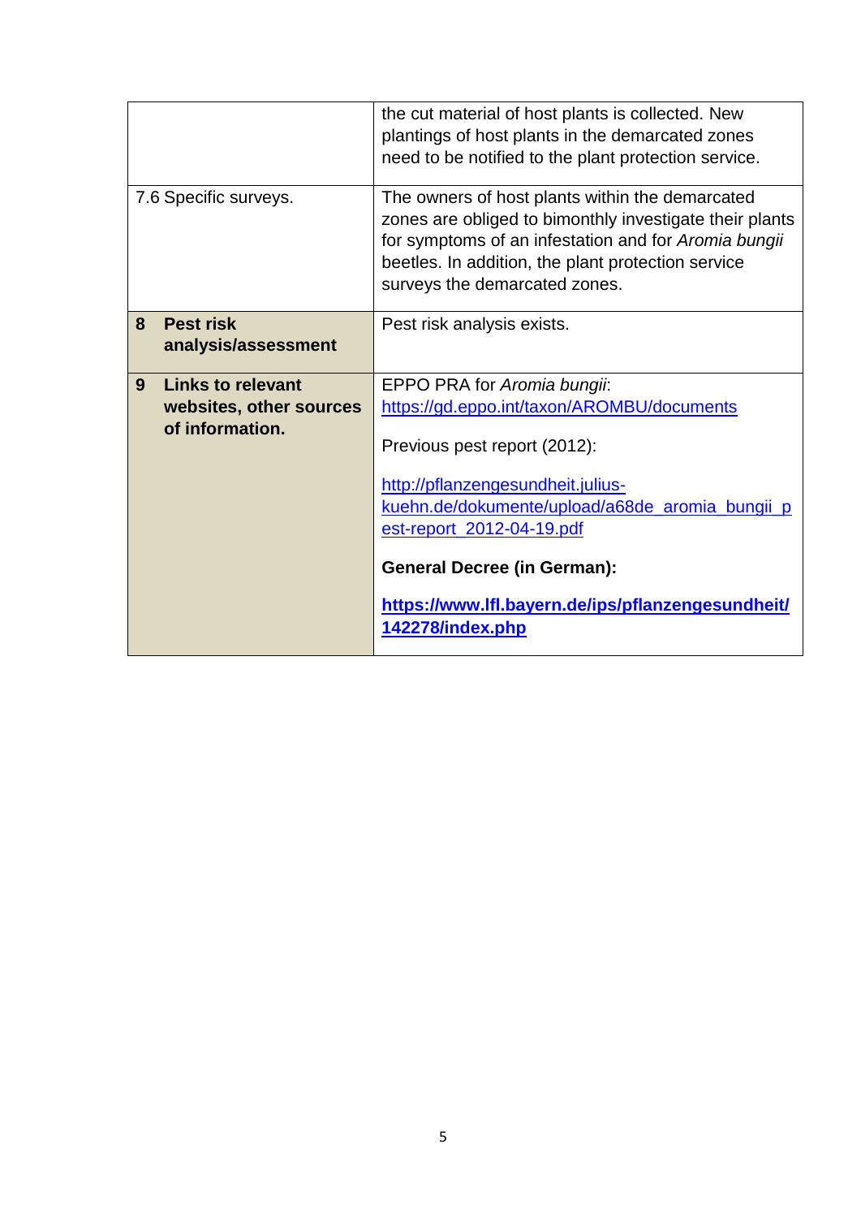| | |
|---|---|
| | the cut material of host plants is collected. New plantings of host plants in the demarcated zones need to be notified to the plant protection service. |
| 7.6 Specific surveys. | The owners of host plants within the demarcated zones are obliged to bimonthly investigate their plants for symptoms of an infestation and for *Aromia bungii* beetles. In addition, the plant protection service surveys the demarcated zones. |
| **8 Pest risk analysis/assessment** | Pest risk analysis exists. |
| **9 Links to relevant websites, other sources of information.** | EPPO PRA for *Aromia bungii*: https://gd.eppo.int/taxon/AROMBU/documents<br><br>Previous pest report (2012):<br><br>http://pflanzengesundheit.julius-kuehn.de/dokumente/upload/a68de_aromia_bungii_pest-report_2012-04-19.pdf<br><br>**General Decree (in German):**<br><br>**https://www.lfl.bayern.de/ips/pflanzengesundheit/142278/index.php** |